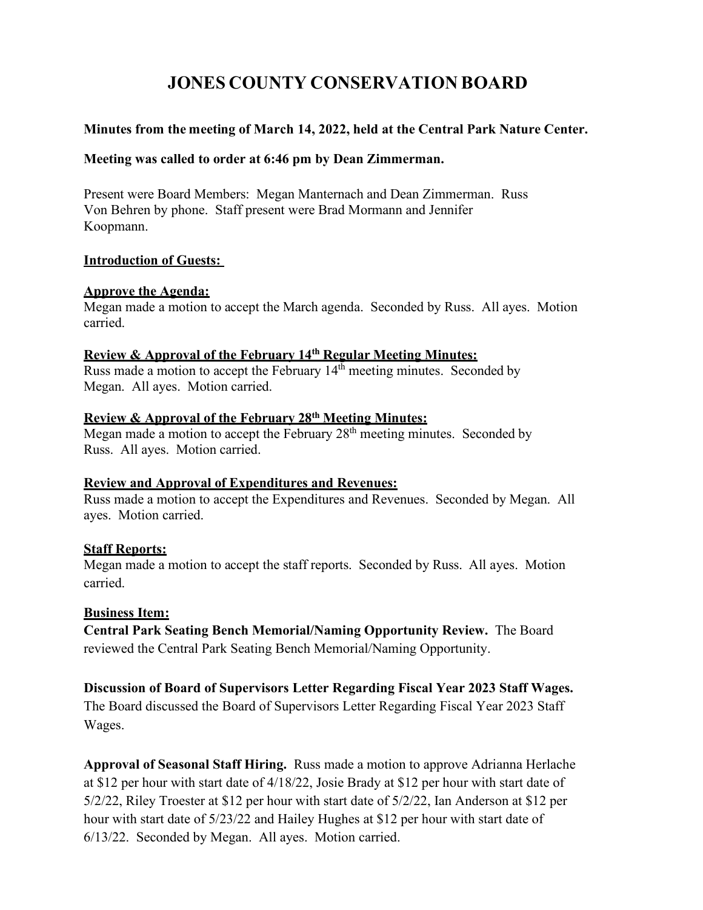// Renders "th" as plain superscript marker... Let me format.

# JONES COUNTY CONSERVATION BOARD

**Minutes from the meeting of March 14, 2022, held at the Central Park Nature Center.**

**Meeting was called to order at 6:46 pm by Dean Zimmerman.**

Present were Board Members: Megan Manternach and Dean Zimmerman. Russ Von Behren by phone. Staff present were Brad Mormann and Jennifer Koopmann.

**Introduction of Guests:**

**Approve the Agenda:**
Megan made a motion to accept the March agenda. Seconded by Russ. All ayes. Motion carried.

**Review & Approval of the February 14th Regular Meeting Minutes:**
Russ made a motion to accept the February 14th meeting minutes. Seconded by Megan. All ayes. Motion carried.

**Review & Approval of the February 28th Meeting Minutes:**
Megan made a motion to accept the February 28th meeting minutes. Seconded by Russ. All ayes. Motion carried.

**Review and Approval of Expenditures and Revenues:**
Russ made a motion to accept the Expenditures and Revenues. Seconded by Megan. All ayes. Motion carried.

**Staff Reports:**
Megan made a motion to accept the staff reports. Seconded by Russ. All ayes. Motion carried.

**Business Item:**
**Central Park Seating Bench Memorial/Naming Opportunity Review.** The Board reviewed the Central Park Seating Bench Memorial/Naming Opportunity.

**Discussion of Board of Supervisors Letter Regarding Fiscal Year 2023 Staff Wages.** The Board discussed the Board of Supervisors Letter Regarding Fiscal Year 2023 Staff Wages.

**Approval of Seasonal Staff Hiring.** Russ made a motion to approve Adrianna Herlache at $12 per hour with start date of 4/18/22, Josie Brady at $12 per hour with start date of 5/2/22, Riley Troester at $12 per hour with start date of 5/2/22, Ian Anderson at $12 per hour with start date of 5/23/22 and Hailey Hughes at $12 per hour with start date of 6/13/22. Seconded by Megan. All ayes. Motion carried.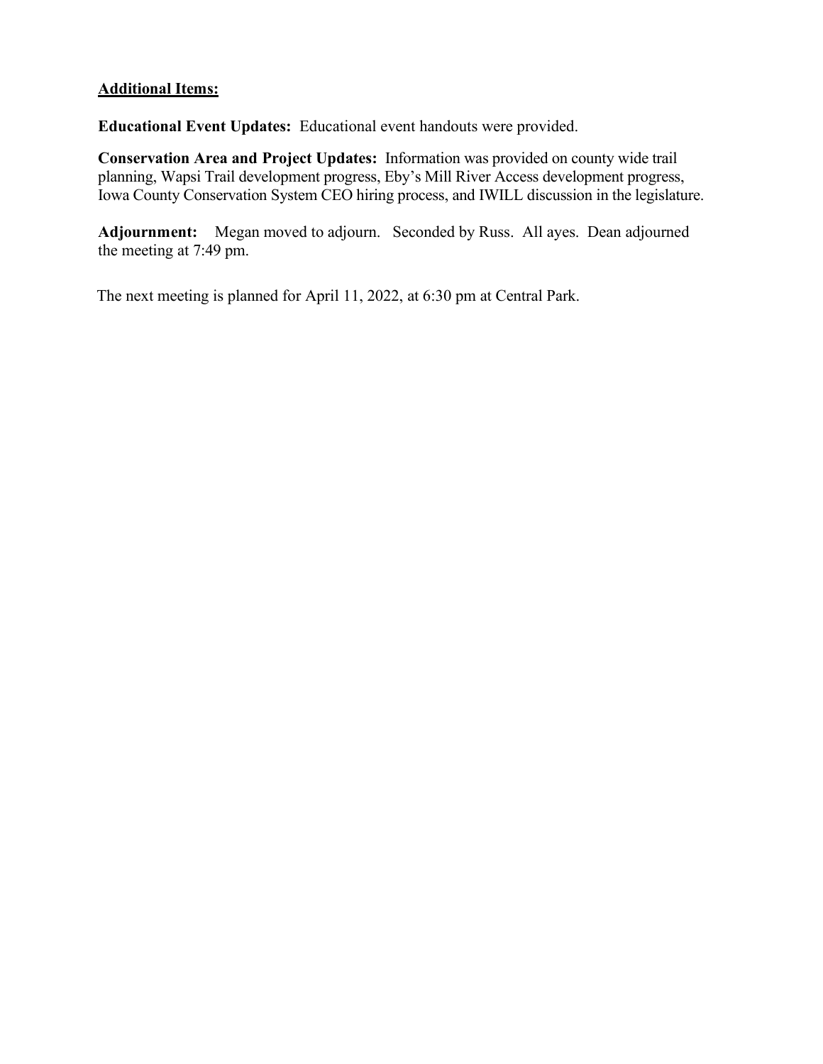**Additional Items:**

**Educational Event Updates:** Educational event handouts were provided.

**Conservation Area and Project Updates:** Information was provided on county wide trail planning, Wapsi Trail development progress, Eby's Mill River Access development progress, Iowa County Conservation System CEO hiring process, and IWILL discussion in the legislature.

**Adjournment:** Megan moved to adjourn. Seconded by Russ. All ayes. Dean adjourned the meeting at 7:49 pm.

The next meeting is planned for April 11, 2022, at 6:30 pm at Central Park.